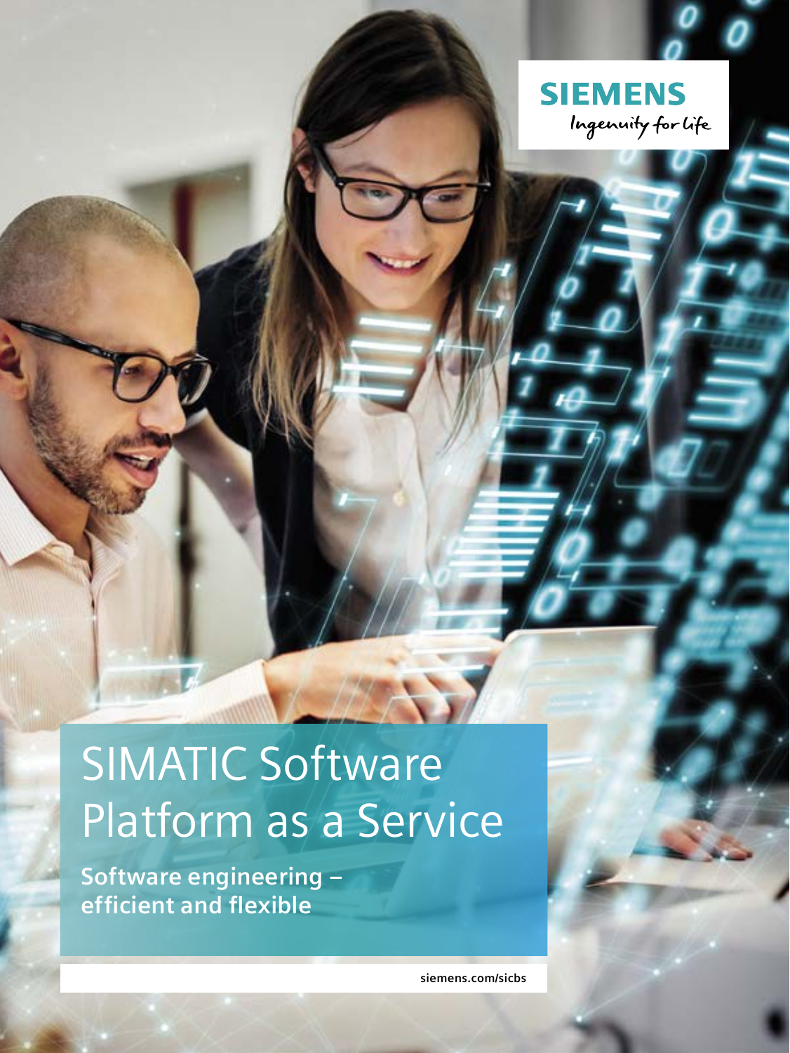SIEMENS

Ingenuity for life

# SIMATIC Software Platform as a Service

**Software engineering – efficient and flexible**

siemens.com/sicbs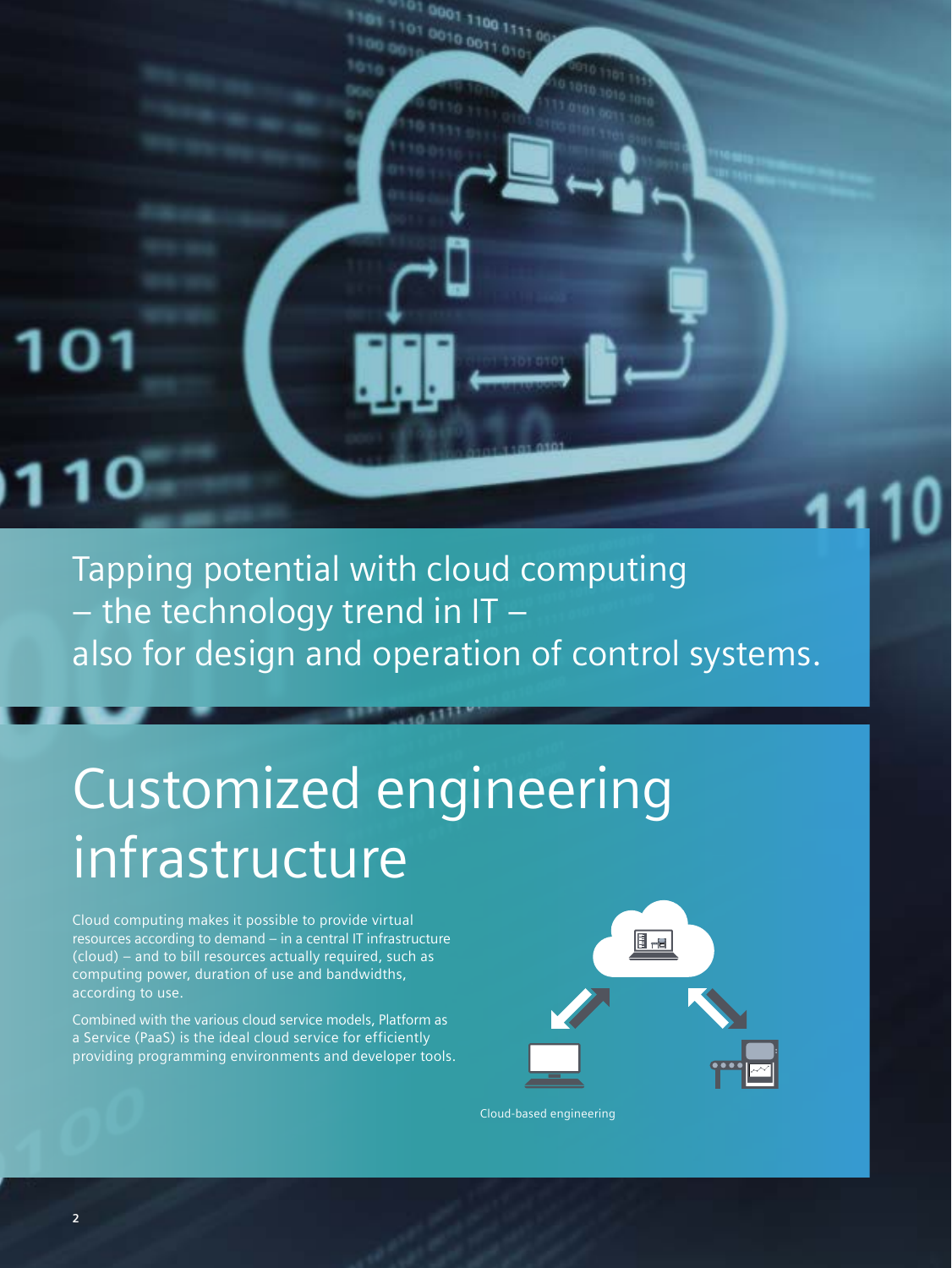Tapping potential with cloud computing – the technology trend in IT – also for design and operation of control systems.

# Customized engineering infrastructure

Cloud computing makes it possible to provide virtual resources according to demand – in a central IT infrastructure (cloud) – and to bill resources actually required, such as computing power, duration of use and bandwidths, according to use.

Combined with the various cloud service models, Platform as a Service (PaaS) is the ideal cloud service for efficiently providing programming environments and developer tools.

Cloud-based engineering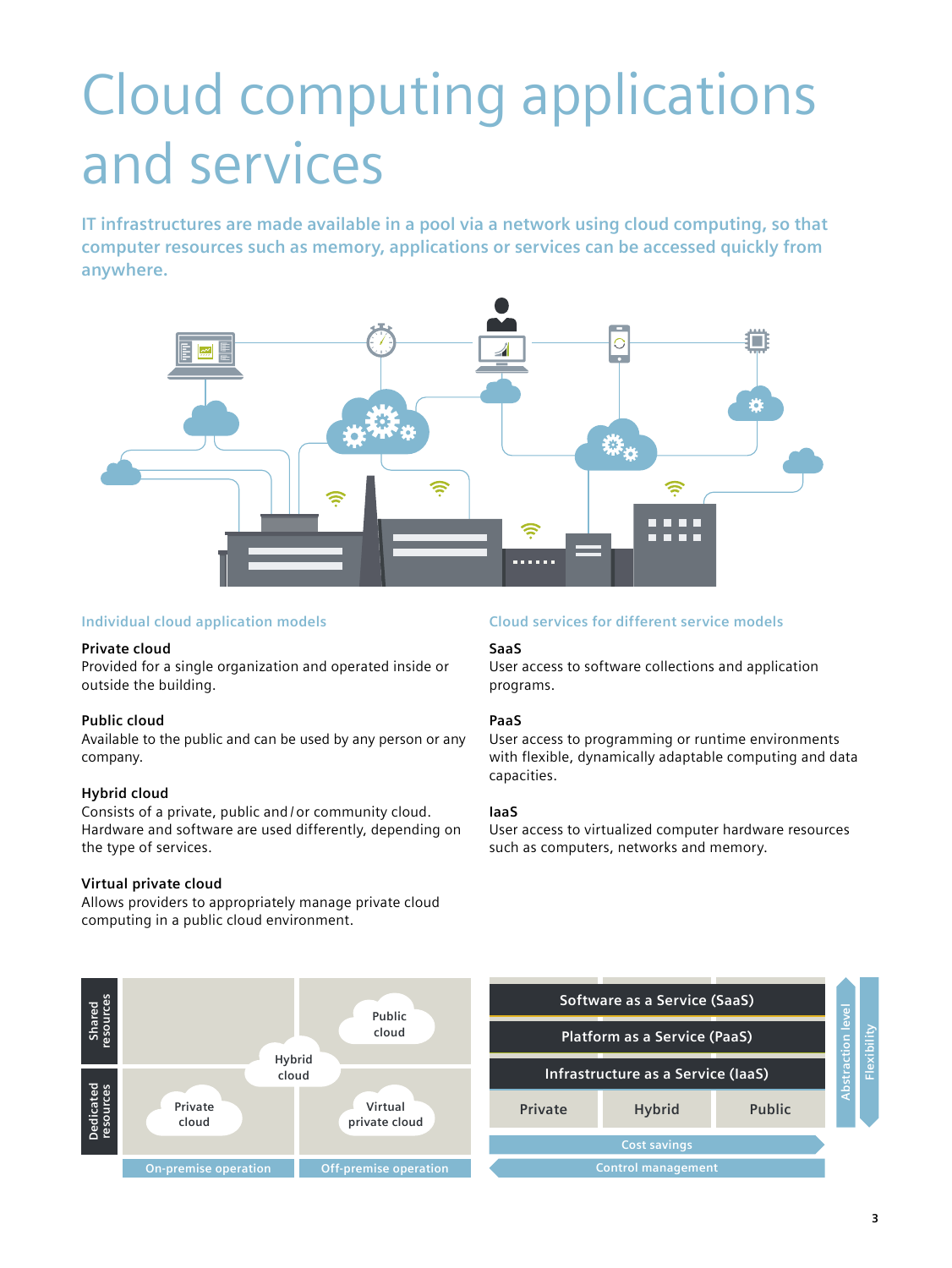# Cloud computing applications and services

**IT infrastructures are made available in a pool via a network using cloud computing, so that computer resources such as memory, applications or services can be accessed quickly from anywhere.**

## Individual cloud application models

**Private cloud**
Provided for a single organization and operated inside or outside the building.

**Public cloud**
Available to the public and can be used by any person or any company.

**Hybrid cloud**
Consists of a private, public and / or community cloud. Hardware and software are used differently, depending on the type of services.

**Virtual private cloud**
Allows providers to appropriately manage private cloud computing in a public cloud environment.

## Cloud services for different service models

**SaaS**
User access to software collections and application programs.

**PaaS**
User access to programming or runtime environments with flexible, dynamically adaptable computing and data capacities.

**IaaS**
User access to virtualized computer hardware resources such as computers, networks and memory.

Shared resources
Dedicated resources
Public cloud
Hybrid cloud
Private cloud
Virtual private cloud
On-premise operation
Off-premise operation

Software as a Service (SaaS)
Platform as a Service (PaaS)
Infrastructure as a Service (IaaS)
Private
Hybrid
Public
Cost savings
Control management
Abstraction level
Flexibility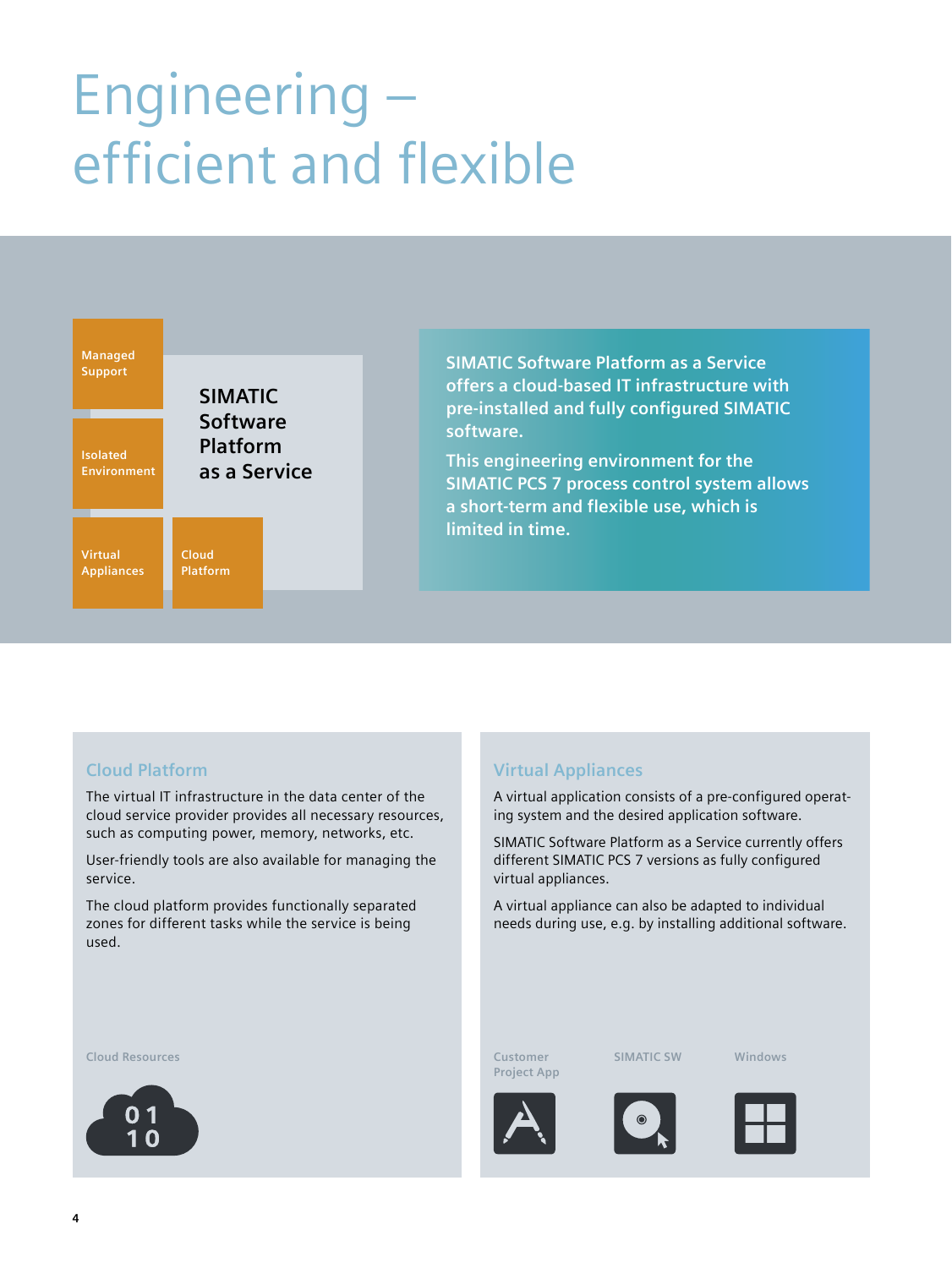# Engineering – efficient and flexible

Managed Support

Isolated Environment

Virtual Appliances

Cloud Platform

SIMATIC Software Platform as a Service

**SIMATIC Software Platform as a Service offers a cloud-based IT infrastructure with pre-installed and fully configured SIMATIC software.**

**This engineering environment for the SIMATIC PCS 7 process control system allows a short-term and flexible use, which is limited in time.**

## Cloud Platform

The virtual IT infrastructure in the data center of the cloud service provider provides all necessary resources, such as computing power, memory, networks, etc.

User-friendly tools are also available for managing the service.

The cloud platform provides functionally separated zones for different tasks while the service is being used.

Cloud Resources

## Virtual Appliances

A virtual application consists of a pre-configured operating system and the desired application software.

SIMATIC Software Platform as a Service currently offers different SIMATIC PCS 7 versions as fully configured virtual appliances.

A virtual appliance can also be adapted to individual needs during use, e.g. by installing additional software.

Customer Project App

SIMATIC SW

Windows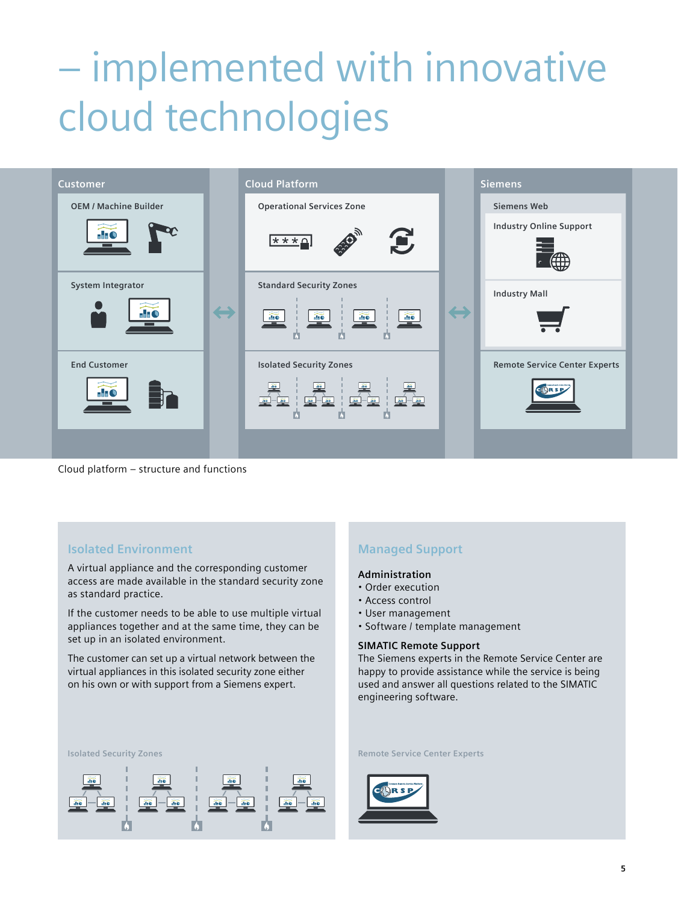# – implemented with innovative cloud technologies

Customer

OEM / Machine Builder

System Integrator

End Customer

Cloud Platform

Operational Services Zone

Standard Security Zones

Isolated Security Zones

Siemens

Siemens Web

Industry Online Support

Industry Mall

Remote Service Center Experts

Cloud platform – structure and functions

## Isolated Environment

A virtual appliance and the corresponding customer access are made available in the standard security zone as standard practice.

If the customer needs to be able to use multiple virtual appliances together and at the same time, they can be set up in an isolated environment.

The customer can set up a virtual network between the virtual appliances in this isolated security zone either on his own or with support from a Siemens expert.

Isolated Security Zones

## Managed Support

**Administration**

- Order execution
- Access control
- User management
- Software / template management

**SIMATIC Remote Support**

The Siemens experts in the Remote Service Center are happy to provide assistance while the service is being used and answer all questions related to the SIMATIC engineering software.

Remote Service Center Experts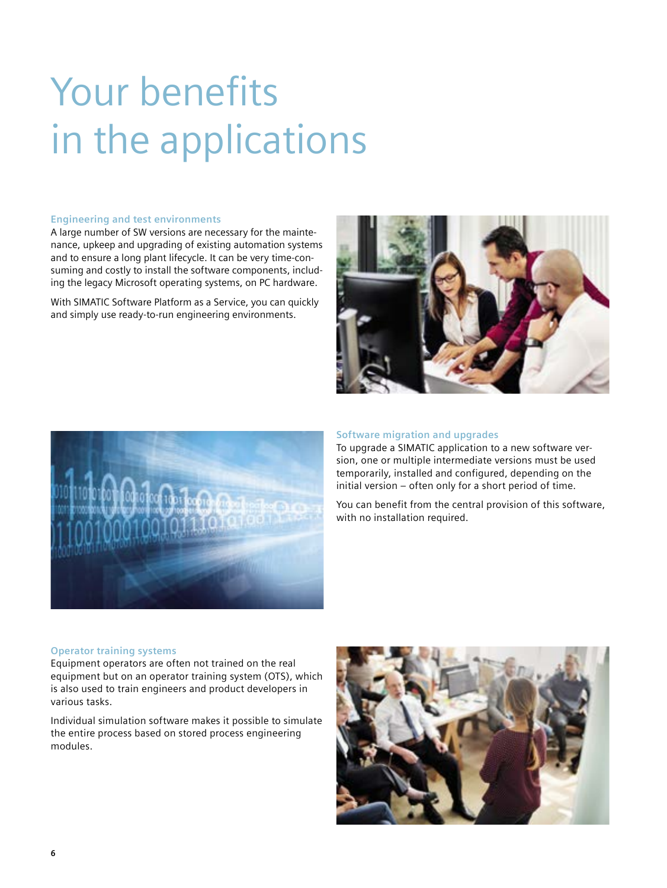# Your benefits in the applications

### Engineering and test environments

A large number of SW versions are necessary for the maintenance, upkeep and upgrading of existing automation systems and to ensure a long plant lifecycle. It can be very time-consuming and costly to install the software components, including the legacy Microsoft operating systems, on PC hardware.

With SIMATIC Software Platform as a Service, you can quickly and simply use ready-to-run engineering environments.

### Software migration and upgrades

To upgrade a SIMATIC application to a new software version, one or multiple intermediate versions must be used temporarily, installed and configured, depending on the initial version – often only for a short period of time.

You can benefit from the central provision of this software, with no installation required.

### Operator training systems

Equipment operators are often not trained on the real equipment but on an operator training system (OTS), which is also used to train engineers and product developers in various tasks.

Individual simulation software makes it possible to simulate the entire process based on stored process engineering modules.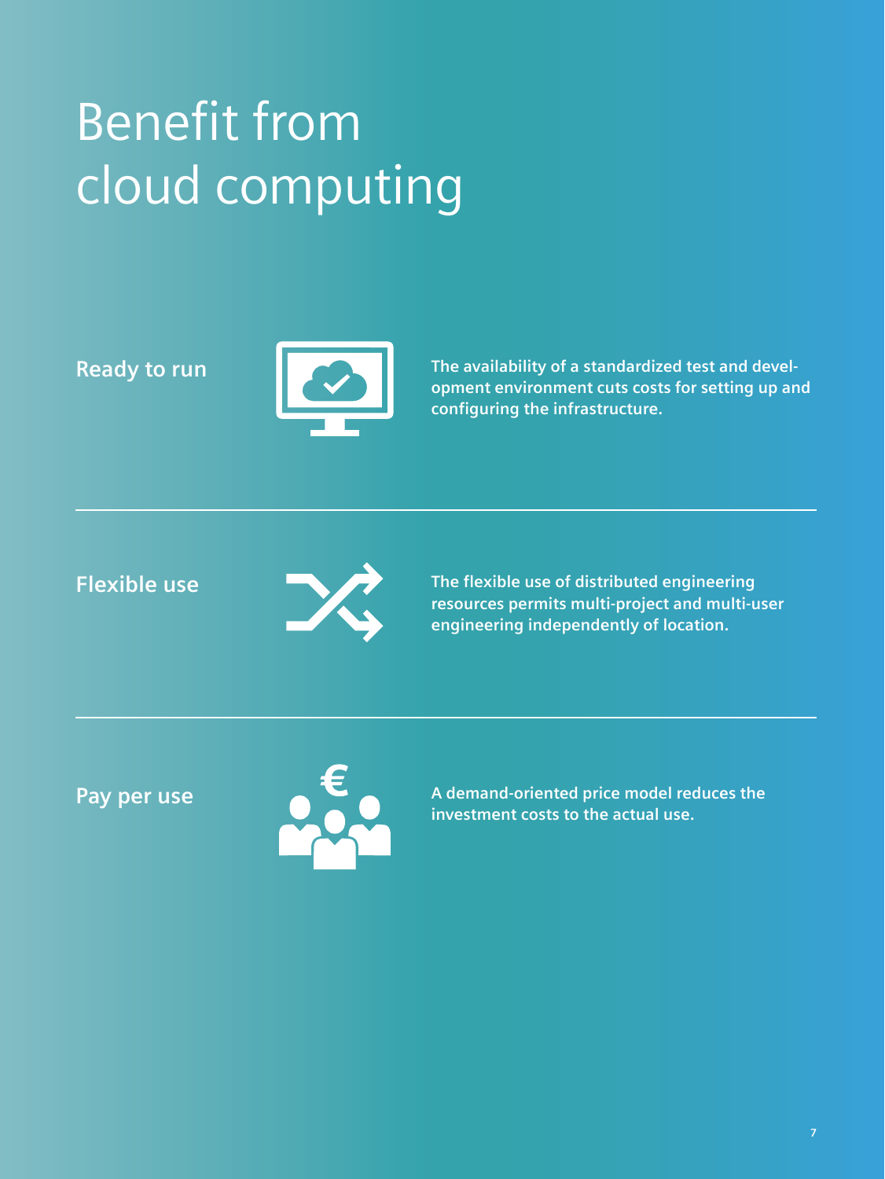# Benefit from cloud computing

**Ready to run**

**The availability of a standardized test and development environment cuts costs for setting up and configuring the infrastructure.**

---

**Flexible use**

**The flexible use of distributed engineering resources permits multi-project and multi-user engineering independently of location.**

---

**Pay per use**

**A demand-oriented price model reduces the investment costs to the actual use.**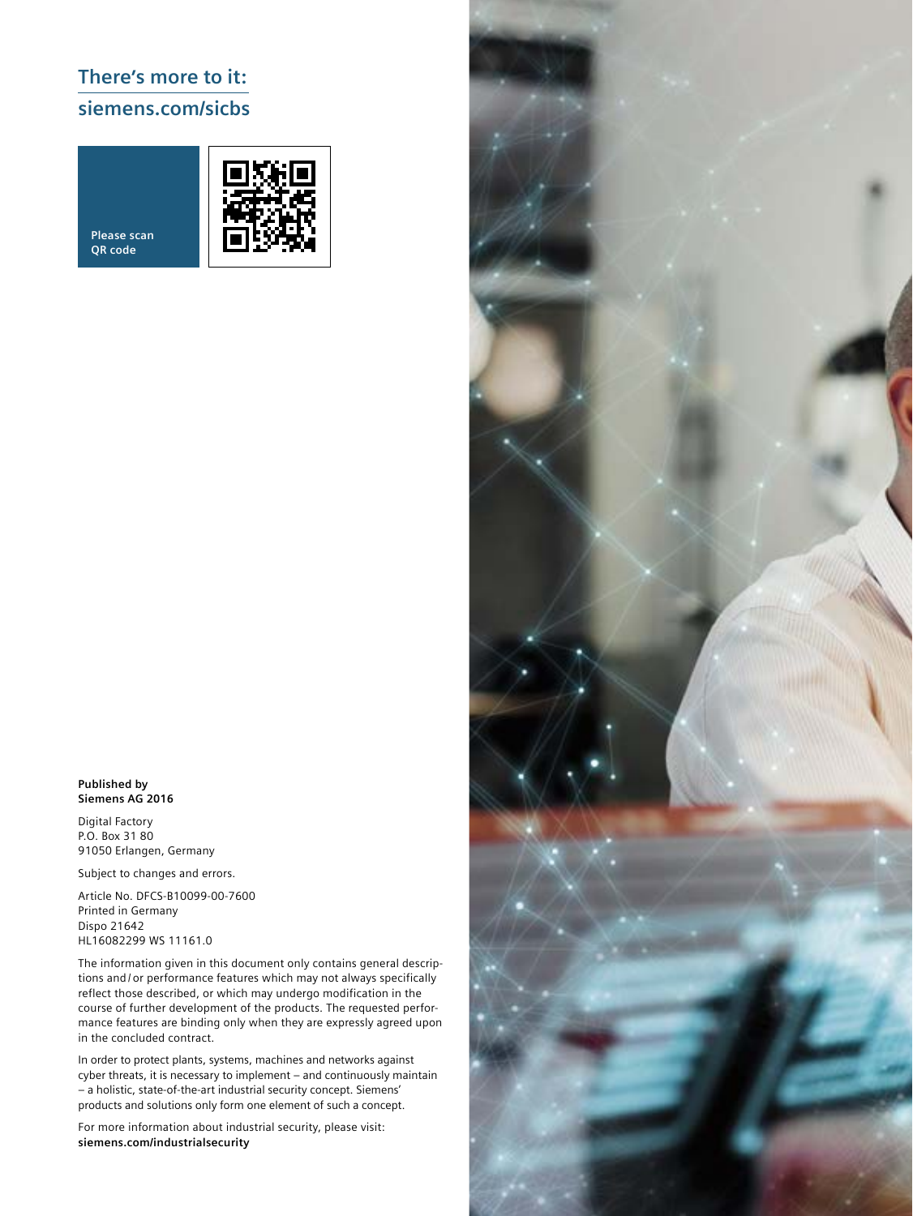## There's more to it:

## siemens.com/sicbs

Please scan QR code

**Published by**
**Siemens AG 2016**

Digital Factory
P.O. Box 31 80
91050 Erlangen, Germany

Subject to changes and errors.

Article No. DFCS-B10099-00-7600
Printed in Germany
Dispo 21642
HL16082299 WS 11161.0

The information given in this document only contains general descriptions and / or performance features which may not always specifically reflect those described, or which may undergo modification in the course of further development of the products. The requested performance features are binding only when they are expressly agreed upon in the concluded contract.

In order to protect plants, systems, machines and networks against cyber threats, it is necessary to implement – and continuously maintain – a holistic, state-of-the-art industrial security concept. Siemens' products and solutions only form one element of such a concept.

For more information about industrial security, please visit:
**siemens.com/industrialsecurity**